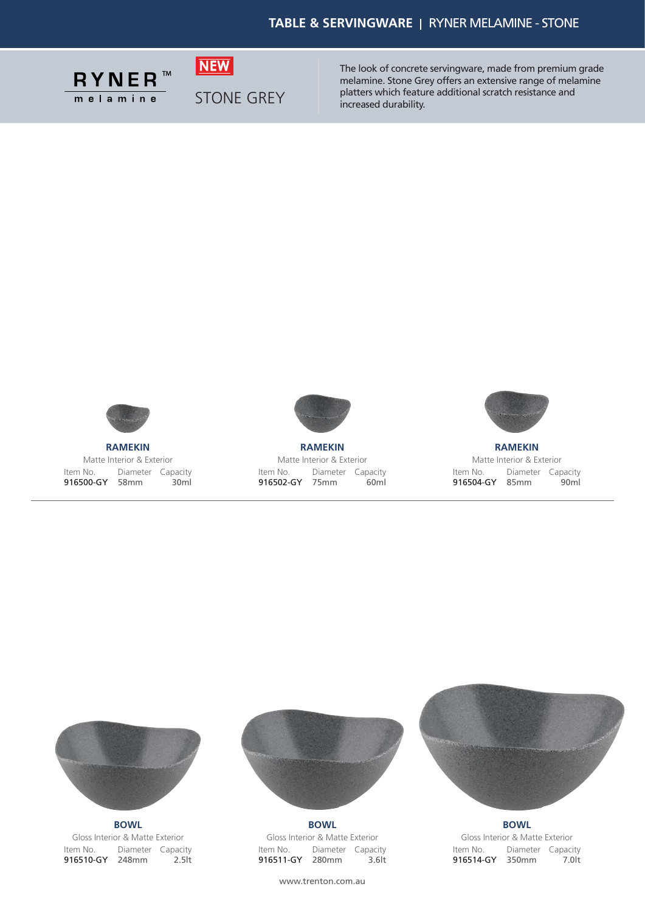# TABLE & SERVINGWARE | RYNER MELAMINE - STONE

RYNER™ melamine

**NEW**

## STONE GREY

The look of concrete servingware, made from premium grade melamine. Stone Grey offers an extensive range of melamine platters which feature additional scratch resistance and increased durability.

**RAMEKIN**
Matte Interior & Exterior

| Item No. | Diameter | Capacity |
| --- | --- | --- |
| 916500-GY | 58mm | 30ml |

**RAMEKIN**
Matte Interior & Exterior

| Item No. | Diameter | Capacity |
| --- | --- | --- |
| 916502-GY | 75mm | 60ml |

**RAMEKIN**
Matte Interior & Exterior

| Item No. | Diameter | Capacity |
| --- | --- | --- |
| 916504-GY | 85mm | 90ml |

**BOWL**
Gloss Interior & Matte Exterior

| Item No. | Diameter | Capacity |
| --- | --- | --- |
| 916510-GY | 248mm | 2.5lt |

**BOWL**
Gloss Interior & Matte Exterior

| Item No. | Diameter | Capacity |
| --- | --- | --- |
| 916511-GY | 280mm | 3.6lt |

**BOWL**
Gloss Interior & Matte Exterior

| Item No. | Diameter | Capacity |
| --- | --- | --- |
| 916514-GY | 350mm | 7.0lt |

www.trenton.com.au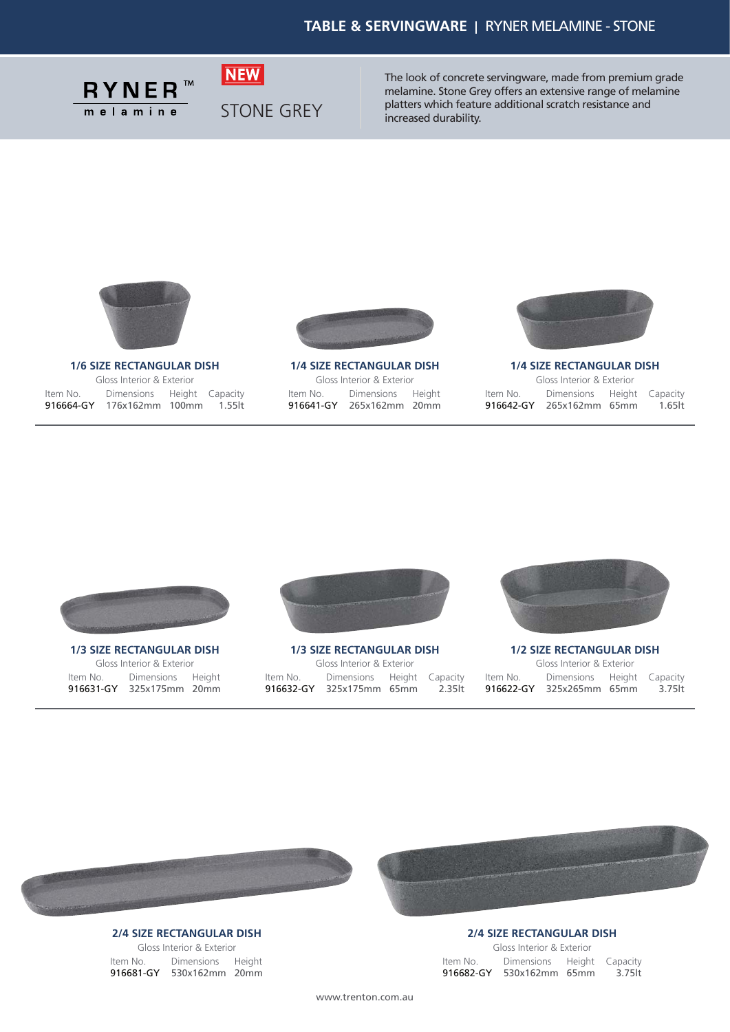# TABLE & SERVINGWARE | RYNER MELAMINE - STONE

RYNER™ melamine

**NEW**

STONE GREY

The look of concrete servingware, made from premium grade melamine. Stone Grey offers an extensive range of melamine platters which feature additional scratch resistance and increased durability.

### 1/6 SIZE RECTANGULAR DISH

Gloss Interior & Exterior

| Item No. | Dimensions | Height | Capacity |
| --- | --- | --- | --- |
| 916664-GY | 176x162mm | 100mm | 1.55lt |

### 1/4 SIZE RECTANGULAR DISH

Gloss Interior & Exterior

| Item No. | Dimensions | Height |
| --- | --- | --- |
| 916641-GY | 265x162mm | 20mm |

### 1/4 SIZE RECTANGULAR DISH

Gloss Interior & Exterior

| Item No. | Dimensions | Height | Capacity |
| --- | --- | --- | --- |
| 916642-GY | 265x162mm | 65mm | 1.65lt |

### 1/3 SIZE RECTANGULAR DISH

Gloss Interior & Exterior

| Item No. | Dimensions | Height |
| --- | --- | --- |
| 916631-GY | 325x175mm | 20mm |

### 1/3 SIZE RECTANGULAR DISH

Gloss Interior & Exterior

| Item No. | Dimensions | Height | Capacity |
| --- | --- | --- | --- |
| 916632-GY | 325x175mm | 65mm | 2.35lt |

### 1/2 SIZE RECTANGULAR DISH

Gloss Interior & Exterior

| Item No. | Dimensions | Height | Capacity |
| --- | --- | --- | --- |
| 916622-GY | 325x265mm | 65mm | 3.75lt |

### 2/4 SIZE RECTANGULAR DISH

Gloss Interior & Exterior

| Item No. | Dimensions | Height |
| --- | --- | --- |
| 916681-GY | 530x162mm | 20mm |

### 2/4 SIZE RECTANGULAR DISH

Gloss Interior & Exterior

| Item No. | Dimensions | Height | Capacity |
| --- | --- | --- | --- |
| 916682-GY | 530x162mm | 65mm | 3.75lt |

www.trenton.com.au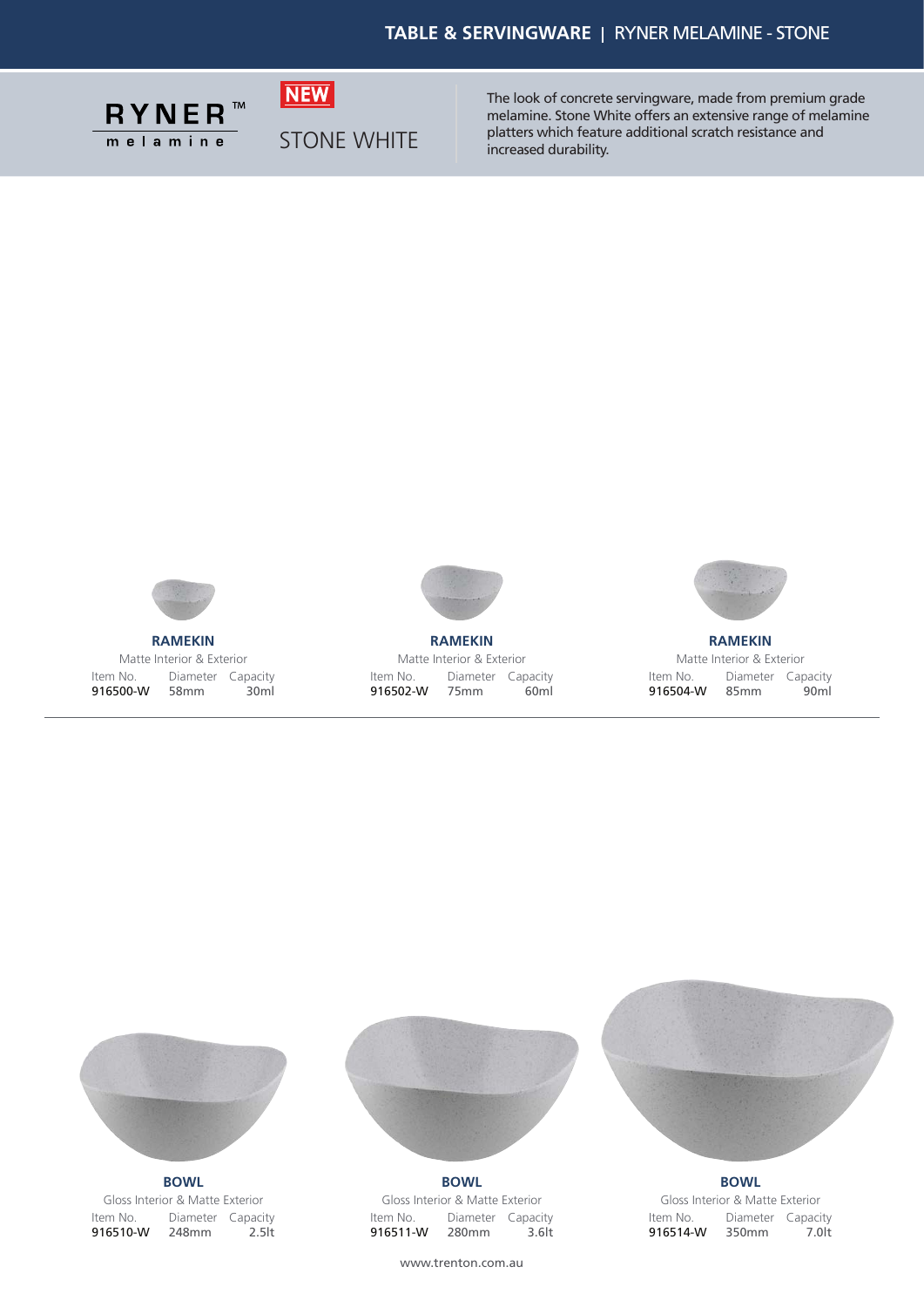RYNER™ melamine

**NEW**

STONE WHITE

The look of concrete servingware, made from premium grade melamine. Stone White offers an extensive range of melamine platters which feature additional scratch resistance and increased durability.

**RAMEKIN**

Matte Interior & Exterior

| Item No. | Diameter | Capacity |
| --- | --- | --- |
| 916500-W | 58mm | 30ml |

**RAMEKIN**

Matte Interior & Exterior

| Item No. | Diameter | Capacity |
| --- | --- | --- |
| 916502-W | 75mm | 60ml |

**RAMEKIN**

Matte Interior & Exterior

| Item No. | Diameter | Capacity |
| --- | --- | --- |
| 916504-W | 85mm | 90ml |

**BOWL**

Gloss Interior & Matte Exterior

| Item No. | Diameter | Capacity |
| --- | --- | --- |
| 916510-W | 248mm | 2.5lt |

**BOWL**

Gloss Interior & Matte Exterior

| Item No. | Diameter | Capacity |
| --- | --- | --- |
| 916511-W | 280mm | 3.6lt |

**BOWL**

Gloss Interior & Matte Exterior

| Item No. | Diameter | Capacity |
| --- | --- | --- |
| 916514-W | 350mm | 7.0lt |

www.trenton.com.au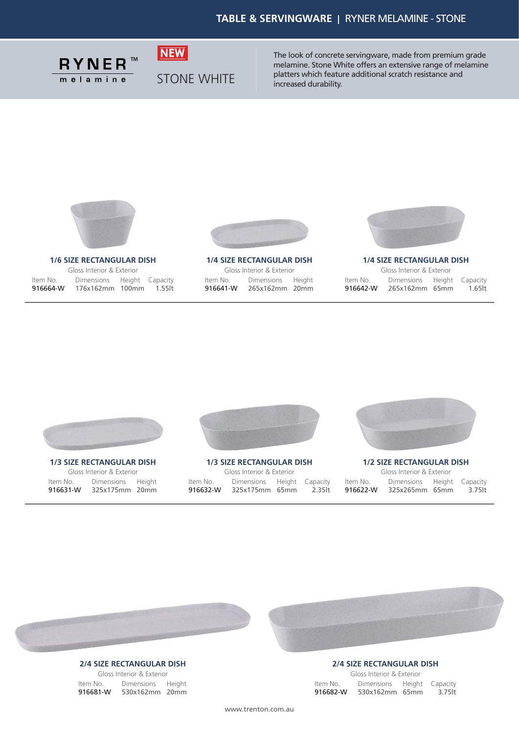# TABLE & SERVINGWARE | RYNER MELAMINE - STONE

**RYNER™ melamine**

**NEW**

STONE WHITE

The look of concrete servingware, made from premium grade melamine. Stone White offers an extensive range of melamine platters which feature additional scratch resistance and increased durability.

### 1/6 SIZE RECTANGULAR DISH

Gloss Interior & Exterior

| Item No. | Dimensions | Height | Capacity |
|---|---|---|---|
| 916664-W | 176x162mm | 100mm | 1.55lt |

### 1/4 SIZE RECTANGULAR DISH

Gloss Interior & Exterior

| Item No. | Dimensions | Height |
|---|---|---|
| 916641-W | 265x162mm | 20mm |

### 1/4 SIZE RECTANGULAR DISH

Gloss Interior & Exterior

| Item No. | Dimensions | Height | Capacity |
|---|---|---|---|
| 916642-W | 265x162mm | 65mm | 1.65lt |

### 1/3 SIZE RECTANGULAR DISH

Gloss Interior & Exterior

| Item No. | Dimensions | Height |
|---|---|---|
| 916631-W | 325x175mm | 20mm |

### 1/3 SIZE RECTANGULAR DISH

Gloss Interior & Exterior

| Item No. | Dimensions | Height | Capacity |
|---|---|---|---|
| 916632-W | 325x175mm | 65mm | 2.35lt |

### 1/2 SIZE RECTANGULAR DISH

Gloss Interior & Exterior

| Item No. | Dimensions | Height | Capacity |
|---|---|---|---|
| 916622-W | 325x265mm | 65mm | 3.75lt |

### 2/4 SIZE RECTANGULAR DISH

Gloss Interior & Exterior

| Item No. | Dimensions | Height |
|---|---|---|
| 916681-W | 530x162mm | 20mm |

### 2/4 SIZE RECTANGULAR DISH

Gloss Interior & Exterior

| Item No. | Dimensions | Height | Capacity |
|---|---|---|---|
| 916682-W | 530x162mm | 65mm | 3.75lt |

www.trenton.com.au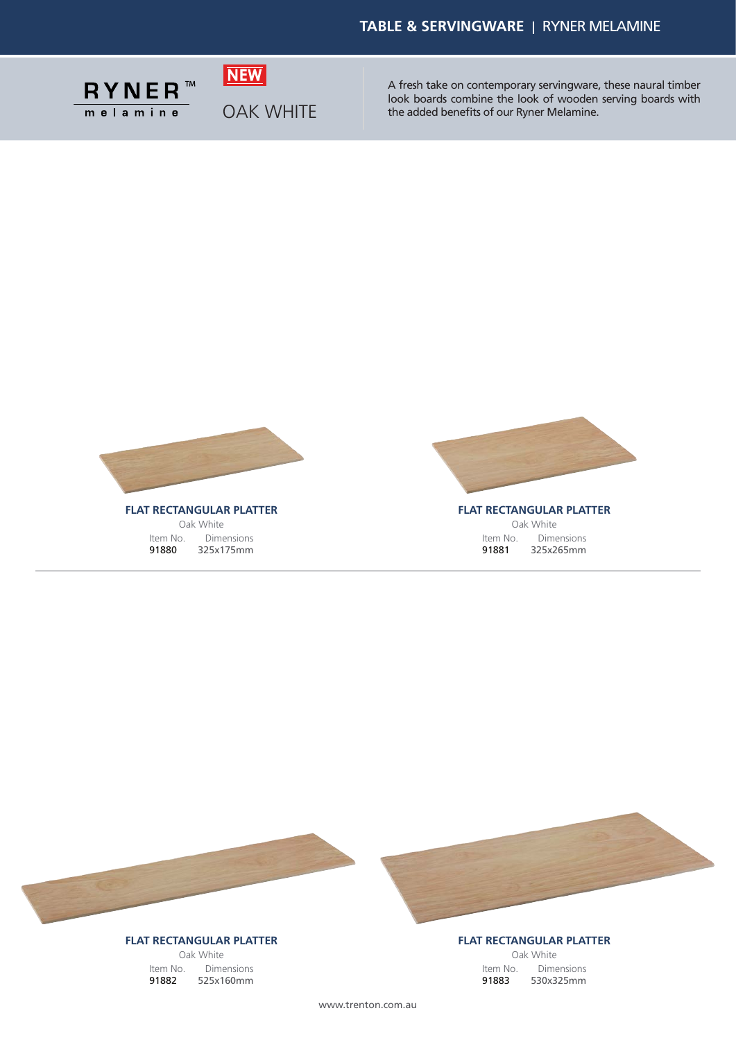TABLE & SERVINGWARE | RYNER MELAMINE

RYNER™ melamine

**NEW**

# OAK WHITE

A fresh take on contemporary servingware, these naural timber look boards combine the look of wooden serving boards with the added benefits of our Ryner Melamine.

### FLAT RECTANGULAR PLATTER

Oak White

| Item No. | Dimensions |
|---|---|
| 91880 | 325x175mm |

### FLAT RECTANGULAR PLATTER

Oak White

| Item No. | Dimensions |
|---|---|
| 91881 | 325x265mm |

---

### FLAT RECTANGULAR PLATTER

Oak White

| Item No. | Dimensions |
|---|---|
| 91882 | 525x160mm |

### FLAT RECTANGULAR PLATTER

Oak White

| Item No. | Dimensions |
|---|---|
| 91883 | 530x325mm |

www.trenton.com.au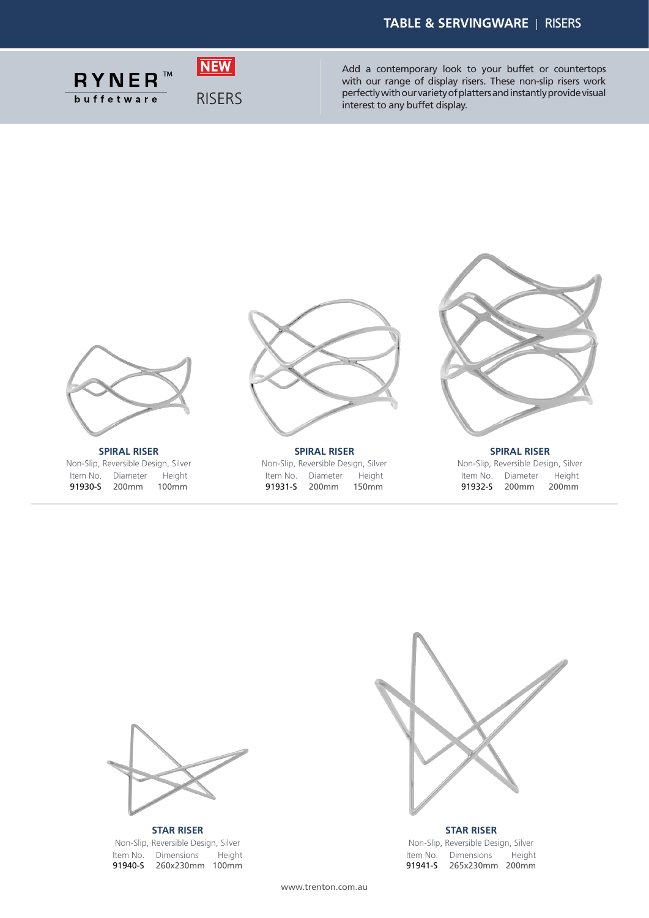TABLE & SERVINGWARE | RISERS

RYNER™ buffetware

NEW

# RISERS

Add a contemporary look to your buffet or countertops with our range of display risers. These non-slip risers work perfectly with our variety of platters and instantly provide visual interest to any buffet display.

**SPIRAL RISER**
Non-Slip, Reversible Design, Silver

| Item No. | Diameter | Height |
|---|---|---|
| 91930-S | 200mm | 100mm |

**SPIRAL RISER**
Non-Slip, Reversible Design, Silver

| Item No. | Diameter | Height |
|---|---|---|
| 91931-S | 200mm | 150mm |

**SPIRAL RISER**
Non-Slip, Reversible Design, Silver

| Item No. | Diameter | Height |
|---|---|---|
| 91932-S | 200mm | 200mm |

**STAR RISER**
Non-Slip, Reversible Design, Silver

| Item No. | Dimensions | Height |
|---|---|---|
| 91940-S | 260x230mm | 100mm |

**STAR RISER**
Non-Slip, Reversible Design, Silver

| Item No. | Dimensions | Height |
|---|---|---|
| 91941-S | 265x230mm | 200mm |

www.trenton.com.au